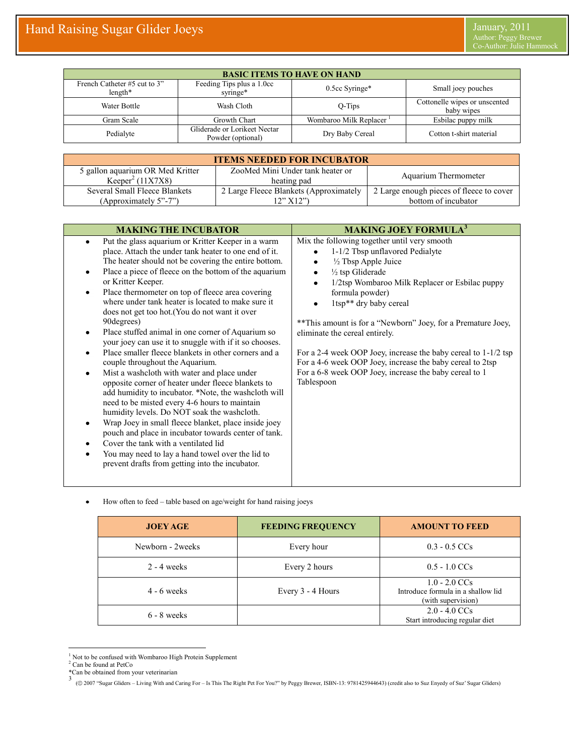# Hand Raising Sugar Glider Joeys

January, 2011
Author: Peggy Brewer
Co-Author: Julie Hammock

| BASIC ITEMS TO HAVE ON HAND | | | |
|---|---|---|---|
| French Catheter #5 cut to 3" length* | Feeding Tips plus a 1.0cc syringe* | 0.5cc Syringe* | Small joey pouches |
| Water Bottle | Wash Cloth | Q-Tips | Cottonelle wipes or unscented baby wipes |
| Gram Scale | Growth Chart | Wombaroo Milk Replacer [1] | Esbilac puppy milk |
| Pedialyte | Gliderade or Lorikeet Nectar Powder (optional) | Dry Baby Cereal | Cotton t-shirt material |

| ITEMS NEEDED FOR INCUBATOR | | |
|---|---|---|
| 5 gallon aquarium OR Med Kritter Keeper[2] (11X7X8) | ZooMed Mini Under tank heater or heating pad | Aquarium Thermometer |
| Several Small Fleece Blankets (Approximately 5"-7") | 2 Large Fleece Blankets (Approximately 12" X12") | 2 Large enough pieces of fleece to cover bottom of incubator |

## MAKING THE INCUBATOR

- Put the glass aquarium or Kritter Keeper in a warm place. Attach the under tank heater to one end of it. The heater should not be covering the entire bottom.
- Place a piece of fleece on the bottom of the aquarium or Kritter Keeper.
- Place thermometer on top of fleece area covering where under tank heater is located to make sure it does not get too hot.(You do not want it over 90degrees)
- Place stuffed animal in one corner of Aquarium so your joey can use it to snuggle with if it so chooses.
- Place smaller fleece blankets in other corners and a couple throughout the Aquarium.
- Mist a washcloth with water and place under opposite corner of heater under fleece blankets to add humidity to incubator. *Note, the washcloth will need to be misted every 4-6 hours to maintain humidity levels. Do NOT soak the washcloth.
- Wrap Joey in small fleece blanket, place inside joey pouch and place in incubator towards center of tank.
- Cover the tank with a ventilated lid
- You may need to lay a hand towel over the lid to prevent drafts from getting into the incubator.

## MAKING JOEY FORMULA[3]

Mix the following together until very smooth

- 1-1/2 Tbsp unflavored Pedialyte
- ½ Tbsp Apple Juice
- ½ tsp Gliderade
- 1/2tsp Wombaroo Milk Replacer or Esbilac puppy formula powder)
- 1tsp** dry baby cereal

**This amount is for a "Newborn" Joey, for a Premature Joey, eliminate the cereal entirely.

For a 2-4 week OOP Joey, increase the baby cereal to 1-1/2 tsp
For a 4-6 week OOP Joey, increase the baby cereal to 2tsp
For a 6-8 week OOP Joey, increase the baby cereal to 1 Tablespoon

- How often to feed – table based on age/weight for hand raising joeys

| JOEY AGE | FEEDING FREQUENCY | AMOUNT TO FEED |
|---|---|---|
| Newborn - 2weeks | Every hour | 0.3 - 0.5 CCs |
| 2 - 4 weeks | Every 2 hours | 0.5 - 1.0 CCs |
| 4 - 6 weeks | Every 3 - 4 Hours | 1.0 - 2.0 CCs<br>Introduce formula in a shallow lid (with supervision) |
| 6 - 8 weeks | | 2.0 - 4.0 CCs<br>Start introducing regular diet |

[1] Not to be confused with Wombaroo High Protein Supplement
[2] Can be found at PetCo
*Can be obtained from your veterinarian
[3] (© 2007 "Sugar Gliders – Living With and Caring For – Is This The Right Pet For You?" by Peggy Brewer, ISBN-13: 9781425944643) (credit also to Suz Enyedy of Suz' Sugar Gliders)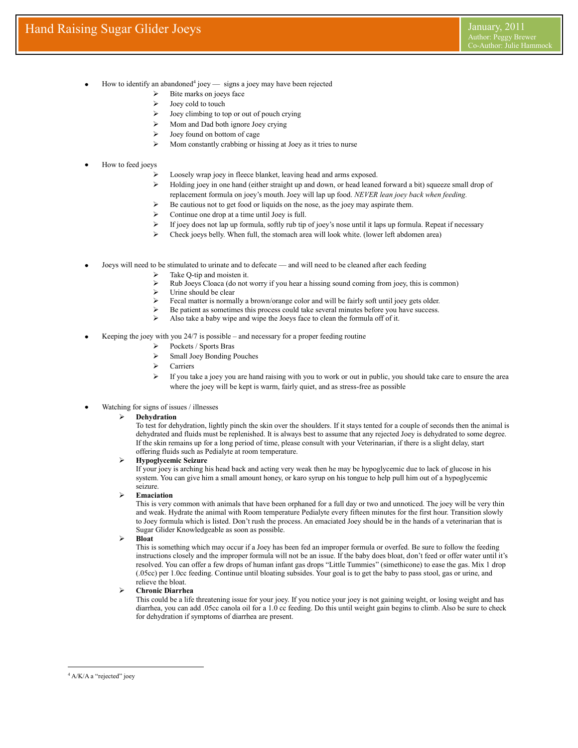- How to identify an abandoned[4] joey — signs a joey may have been rejected
  - Bite marks on joeys face
  - Joey cold to touch
  - Joey climbing to top or out of pouch crying
  - Mom and Dad both ignore Joey crying
  - Joey found on bottom of cage
  - Mom constantly crabbing or hissing at Joey as it tries to nurse

- How to feed joeys
  - Loosely wrap joey in fleece blanket, leaving head and arms exposed.
  - Holding joey in one hand (either straight up and down, or head leaned forward a bit) squeeze small drop of replacement formula on joey's mouth. Joey will lap up food. *NEVER lean joey back when feeding.*
  - Be cautious not to get food or liquids on the nose, as the joey may aspirate them.
  - Continue one drop at a time until Joey is full.
  - If joey does not lap up formula, softly rub tip of joey's nose until it laps up formula. Repeat if necessary
  - Check joeys belly. When full, the stomach area will look white. (lower left abdomen area)

- Joeys will need to be stimulated to urinate and to defecate — and will need to be cleaned after each feeding
  - Take Q-tip and moisten it.
  - Rub Joeys Cloaca (do not worry if you hear a hissing sound coming from joey, this is common)
  - Urine should be clear
  - Fecal matter is normally a brown/orange color and will be fairly soft until joey gets older.
  - Be patient as sometimes this process could take several minutes before you have success.
  - Also take a baby wipe and wipe the Joeys face to clean the formula off of it.

- Keeping the joey with you 24/7 is possible – and necessary for a proper feeding routine
  - Pockets / Sports Bras
  - Small Joey Bonding Pouches
  - Carriers
  - If you take a joey you are hand raising with you to work or out in public, you should take care to ensure the area where the joey will be kept is warm, fairly quiet, and as stress-free as possible

- Watching for signs of issues / illnesses
  - **Dehydration**
    To test for dehydration, lightly pinch the skin over the shoulders. If it stays tented for a couple of seconds then the animal is dehydrated and fluids must be replenished. It is always best to assume that any rejected Joey is dehydrated to some degree. If the skin remains up for a long period of time, please consult with your Veterinarian, if there is a slight delay, start offering fluids such as Pedialyte at room temperature.
  - **Hypoglycemic Seizure**
    If your joey is arching his head back and acting very weak then he may be hypoglycemic due to lack of glucose in his system. You can give him a small amount honey, or karo syrup on his tongue to help pull him out of a hypoglycemic seizure.
  - **Emaciation**
    This is very common with animals that have been orphaned for a full day or two and unnoticed. The joey will be very thin and weak. Hydrate the animal with Room temperature Pedialyte every fifteen minutes for the first hour. Transition slowly to Joey formula which is listed. Don't rush the process. An emaciated Joey should be in the hands of a veterinarian that is Sugar Glider Knowledgeable as soon as possible.
  - **Bloat**
    This is something which may occur if a Joey has been fed an improper formula or overfed. Be sure to follow the feeding instructions closely and the improper formula will not be an issue. If the baby does bloat, don't feed or offer water until it's resolved. You can offer a few drops of human infant gas drops "Little Tummies" (simethicone) to ease the gas. Mix 1 drop (.05cc) per 1.0cc feeding. Continue until bloating subsides. Your goal is to get the baby to pass stool, gas or urine, and relieve the bloat.
  - **Chronic Diarrhea**
    This could be a life threatening issue for your joey. If you notice your joey is not gaining weight, or losing weight and has diarrhea, you can add .05cc canola oil for a 1.0 cc feeding. Do this until weight gain begins to climb. Also be sure to check for dehydration if symptoms of diarrhea are present.

---

[4] A/K/A a "rejected" joey